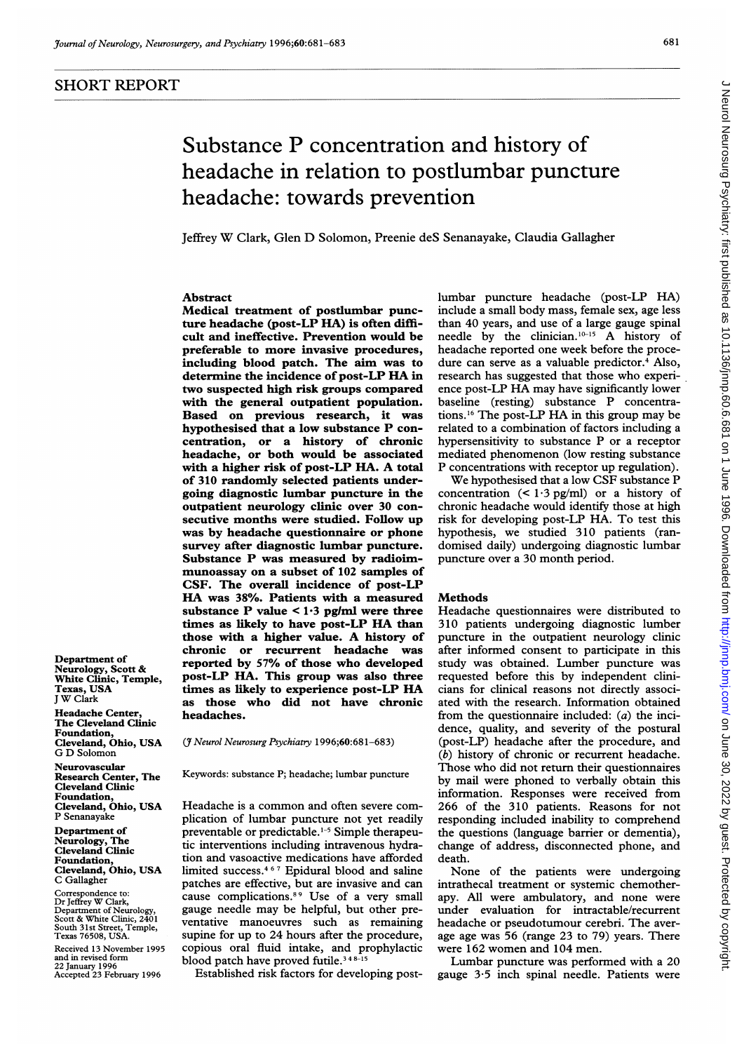SHORT REPORT

# Substance P concentration and history of headache in relation to postlumbar puncture headache: towards prevention

Jeffrey W Clark, Glen D Solomon, Preenie deS Senanayake, Claudia Gallagher

## Abstract

**Medical treatment of postlumbar puncture headache (post-LP HA) is often difficult and ineffective. Prevention would be preferable to more invasive procedures, including blood patch. The aim was to determine the incidence of post-LP HA in two suspected high risk groups compared with the general outpatient population. Based on previous research, it was hypothesised that a low substance P concentration, or a history of chronic headache, or both would be associated with a higher risk of post-LP HA. A total of 310 randomly selected patients undergoing diagnostic lumbar puncture in the outpatient neurology clinic over 30 consecutive months were studied. Follow up was by headache questionnaire or phone survey after diagnostic lumbar puncture. Substance P was measured by radioimmunoassay on a subset of 102 samples of CSF. The overall incidence of post-LP HA was 38%. Patients with a measured substance P value < 1·3 pg/ml were three times as likely to have post-LP HA than those with a higher value. A history of chronic or recurrent headache was reported by 57% of those who developed post-LP HA. This group was also three times as likely to experience post-LP HA as those who did not have chronic headaches.**

(*J Neurol Neurosurg Psychiatry* 1996;**60**:681–683)

Keywords: substance P; headache; lumbar puncture

Department of Neurology, Scott & White Clinic, Temple, Texas, USA
J W Clark

Headache Center, The Cleveland Clinic Foundation, Cleveland, Ohio, USA
G D Solomon

Neurovascular Research Center, The Cleveland Clinic Foundation, Cleveland, Ohio, USA
P Senanayake

Department of Neurology, The Cleveland Clinic Foundation, Cleveland, Ohio, USA
C Gallagher

Correspondence to: Dr Jeffrey W Clark, Department of Neurology, Scott & White Clinic, 2401 South 31st Street, Temple, Texas 76508, USA.

Received 13 November 1995 and in revised form 22 January 1996
Accepted 23 February 1996

Headache is a common and often severe complication of lumbar puncture not yet readily preventable or predictable.[1–5] Simple therapeutic interventions including intravenous hydration and vasoactive medications have afforded limited success.[4,6,7] Epidural blood and saline patches are effective, but are invasive and can cause complications.[8,9] Use of a very small gauge needle may be helpful, but other preventative manoeuvres such as remaining supine for up to 24 hours after the procedure, copious oral fluid intake, and prophylactic blood patch have proved futile.[3,4,8–15]

Established risk factors for developing postlumbar puncture headache (post-LP HA) include a small body mass, female sex, age less than 40 years, and use of a large gauge spinal needle by the clinician.[10–15] A history of headache reported one week before the procedure can serve as a valuable predictor.[4] Also, research has suggested that those who experience post-LP HA may have significantly lower baseline (resting) substance P concentrations.[16] The post-LP HA in this group may be related to a combination of factors including a hypersensitivity to substance P or a receptor mediated phenomenon (low resting substance P concentrations with receptor up regulation).

We hypothesised that a low CSF substance P concentration (< 1·3 pg/ml) or a history of chronic headache would identify those at high risk for developing post-LP HA. To test this hypothesis, we studied 310 patients (randomised daily) undergoing diagnostic lumbar puncture over a 30 month period.

## Methods

Headache questionnaires were distributed to 310 patients undergoing diagnostic lumber puncture in the outpatient neurology clinic after informed consent to participate in this study was obtained. Lumber puncture was requested before this by independent clinicians for clinical reasons not directly associated with the research. Information obtained from the questionnaire included: (*a*) the incidence, quality, and severity of the postural (post-LP) headache after the procedure, and (*b*) history of chronic or recurrent headache. Those who did not return their questionnaires by mail were phoned to verbally obtain this information. Responses were received from 266 of the 310 patients. Reasons for not responding included inability to comprehend the questions (language barrier or dementia), change of address, disconnected phone, and death.

None of the patients were undergoing intrathecal treatment or systemic chemotherapy. All were ambulatory, and none were under evaluation for intractable/recurrent headache or pseudotumour cerebri. The average age was 56 (range 23 to 79) years. There were 162 women and 104 men.

Lumbar puncture was performed with a 20 gauge 3·5 inch spinal needle. Patients were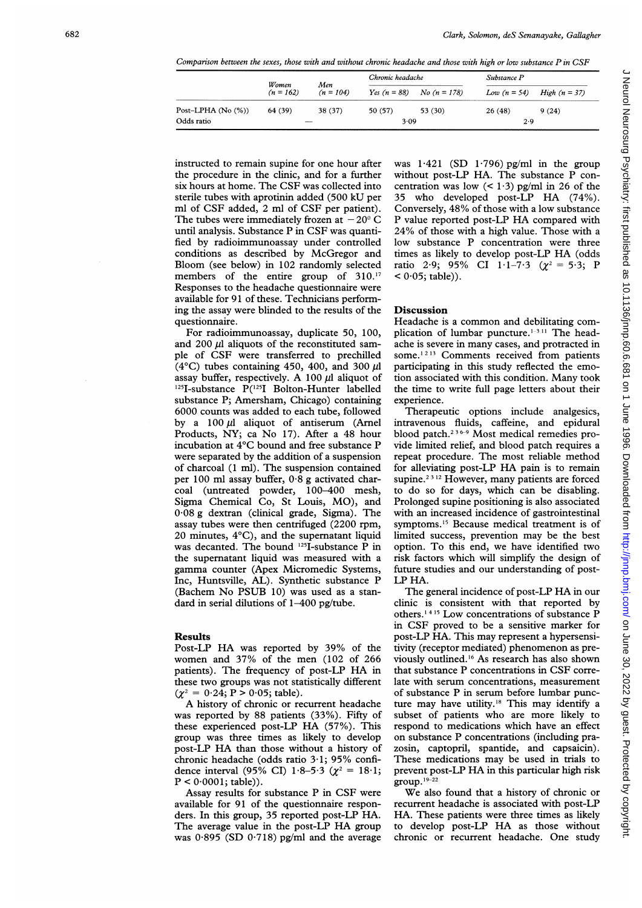*Comparison between the sexes, those with and without chronic headache and those with high or low substance P in CSF*

| | Women ($n = 162$) | Men ($n = 104$) | Chronic headache | | Substance P | |
|---|---|---|---|---|---|---|
| | | | Yes ($n = 88$) | No ($n = 178$) | Low ($n = 54$) | High ($n = 37$) |
| Post-LPHA (No (%)) | 64 (39) | 38 (37) | 50 (57) | 53 (30) | 26 (48) | 9 (24) |
| Odds ratio | — | | 3·09 | | 2·9 | |

instructed to remain supine for one hour after the procedure in the clinic, and for a further six hours at home. The CSF was collected into sterile tubes with aprotinin added (500 kU per ml of CSF added, 2 ml of CSF per patient). The tubes were immediately frozen at $-20°$ C until analysis. Substance P in CSF was quantified by radioimmunoassay under controlled conditions as described by McGregor and Bloom (see below) in 102 randomly selected members of the entire group of 310.[17] Responses to the headache questionnaire were available for 91 of these. Technicians performing the assay were blinded to the results of the questionnaire.

For radioimmunoassay, duplicate 50, 100, and 200 $\mu$l aliquots of the reconstituted sample of CSF were transferred to prechilled (4°C) tubes containing 450, 400, and 300 $\mu$l assay buffer, respectively. A 100 $\mu$l aliquot of $^{125}$I-substance P($^{125}$I Bolton-Hunter labelled substance P; Amersham, Chicago) containing 6000 counts was added to each tube, followed by a 100 $\mu$l aliquot of antiserum (Arnel Products, NY; ca No 17). After a 48 hour incubation at 4°C bound and free substance P were separated by the addition of a suspension of charcoal (1 ml). The suspension contained per 100 ml assay buffer, 0·8 g activated charcoal (untreated powder, 100–400 mesh, Sigma Chemical Co, St Louis, MO), and 0·08 g dextran (clinical grade, Sigma). The assay tubes were then centrifuged (2200 rpm, 20 minutes, 4°C), and the supernatant liquid was decanted. The bound $^{125}$I-substance P in the supernatant liquid was measured with a gamma counter (Apex Micromedic Systems, Inc, Huntsville, AL). Synthetic substance P (Bachem No PSUB 10) was used as a standard in serial dilutions of 1–400 pg/tube.

## Results

Post-LP HA was reported by 39% of the women and 37% of the men (102 of 266 patients). The frequency of post-LP HA in these two groups was not statistically different ($\chi^2 = 0{\cdot}24$; $P > 0{\cdot}05$; table).

A history of chronic or recurrent headache was reported by 88 patients (33%). Fifty of these experienced post-LP HA (57%). This group was three times as likely to develop post-LP HA than those without a history of chronic headache (odds ratio 3·1; 95% confidence interval (95% CI) 1·8–5·3 ($\chi^2 = 18{\cdot}1$; $P < 0{\cdot}0001$; table)).

Assay results for substance P in CSF were available for 91 of the questionnaire respondents. In this group, 35 reported post-LP HA. The average value in the post-LP HA group was 0·895 (SD 0·718) pg/ml and the average was 1·421 (SD 1·796) pg/ml in the group without post-LP HA. The substance P concentration was low (< 1·3) pg/ml in 26 of the 35 who developed post-LP HA (74%). Conversely, 48% of those with a low substance P value reported post-LP HA compared with 24% of those with a high value. Those with a low substance P concentration were three times as likely to develop post-LP HA (odds ratio 2·9; 95% CI 1·1–7·3 ($\chi^2 = 5{\cdot}3$; $P < 0{\cdot}05$; table)).

## Discussion

Headache is a common and debilitating complication of lumbar puncture.[1–3 11] The headache is severe in many cases, and protracted in some.[1 2 13] Comments received from patients participating in this study reflected the emotion associated with this condition. Many took the time to write full page letters about their experience.

Therapeutic options include analgesics, intravenous fluids, caffeine, and epidural blood patch.[2 3 6–9] Most medical remedies provide limited relief, and blood patch requires a repeat procedure. The most reliable method for alleviating post-LP HA pain is to remain supine.[2 3 12] However, many patients are forced to do so for days, which can be disabling. Prolonged supine positioning is also associated with an increased incidence of gastrointestinal symptoms.[15] Because medical treatment is of limited success, prevention may be the best option. To this end, we have identified two risk factors which will simplify the design of future studies and our understanding of post-LP HA.

The general incidence of post-LP HA in our clinic is consistent with that reported by others.[1 4 15] Low concentrations of substance P in CSF proved to be a sensitive marker for post-LP HA. This may represent a hypersensitivity (receptor mediated) phenomenon as previously outlined.[16] As research has also shown that substance P concentrations in CSF correlate with serum concentrations, measurement of substance P in serum before lumbar puncture may have utility.[18] This may identify a subset of patients who are more likely to respond to medications which have an effect on substance P concentrations (including prazosin, captopril, spantide, and capsaicin). These medications may be used in trials to prevent post-LP HA in this particular high risk group.[19–22]

We also found that a history of chronic or recurrent headache is associated with post-LP HA. These patients were three times as likely to develop post-LP HA as those without chronic or recurrent headache. One study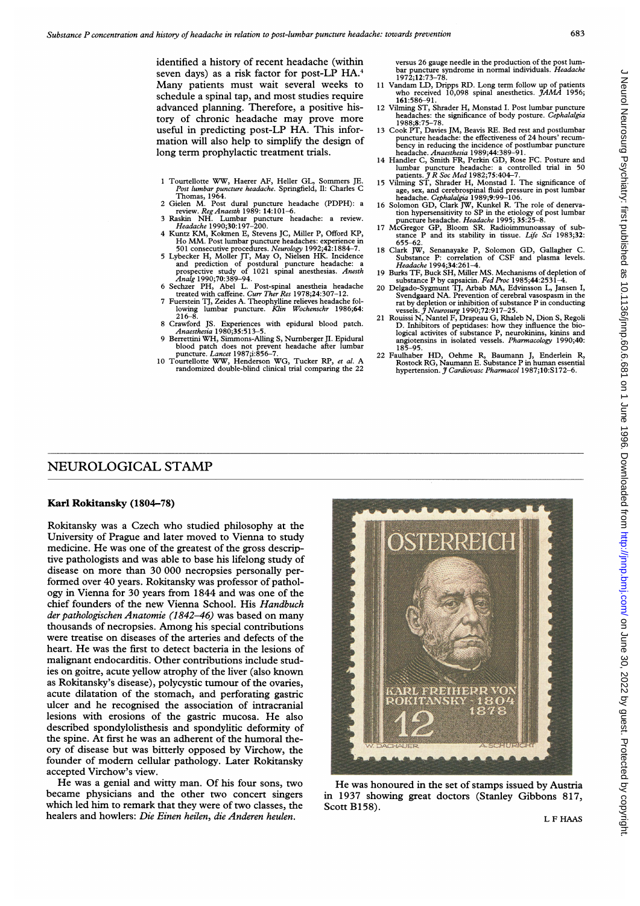identified a history of recent headache (within seven days) as a risk factor for post-LP HA.[4] Many patients must wait several weeks to schedule a spinal tap, and most studies require advanced planning. Therefore, a positive history of chronic headache may prove more useful in predicting post-LP HA. This information will also help to simplify the design of long term prophylactic treatment trials.

1. Tourtellotte WW, Haerer AF, Heller GL, Sommers JE. *Post lumbar puncture headache*. Springfield, Il: Charles C Thomas, 1964.
2. Gielen M. Post dural puncture headache (PDPH): a review. *Reg Anaesth* 1989: **14**:101–6.
3. Raskin NH. Lumbar puncture headache: a review. *Headache* 1990;**30**:197–200.
4. Kuntz KM, Kokmen E, Stevens JC, Miller P, Offord KP, Ho MM. Post lumbar puncture headaches: experience in 501 consecutive procedures. *Neurology* 1992;**42**:1884–7.
5. Lybecker H, Moller JT, May O, Nielsen HK. Incidence and prediction of postdural puncture headache: a prospective study of 1021 spinal anesthesias. *Anesth Analg* 1990;**70**:389–94.
6. Sechzer PH, Abel L. Post-spinal anesthesia headache treated with caffeine. *Curr Ther Res* 1978;**24**:307–12.
7. Fuerstein TJ, Zeides A. Theophylline relieves headache following lumbar puncture. *Klin Wochenschr* 1986;**64**: 216–8.
8. Crawford JS. Experiences with epidural blood patch. *Anaesthesia* 1980;**35**:513–5.
9. Berrettini WH, Simmons-Alling S, Nurnberger JI. Epidural blood patch does not prevent headache after lumbar puncture. *Lancet* 1987;**i**:856–7.
10. Tourtellotte WW, Henderson WG, Tucker RP, *et al*. A randomized double-blind clinical trial comparing the 22 versus 26 gauge needle in the production of the post lumbar puncture syndrome in normal individuals. *Headache* 1972;**12**:73–78.
11. Vandam LD, Dripps RD. Long term follow up of patients who received 10,098 spinal anesthetics. *JAMA* 1956; **161**:586–91.
12. Vilming ST, Shrader H, Monstad I. Post lumbar puncture headaches: the significance of body posture. *Cephalalgia* 1988;**8**:75–78.
13. Cook PT, Davies JM, Beavis RE. Bed rest and postlumbar puncture headache: the effectiveness of 24 hours' recumbency in reducing the incidence of postlumbar puncture headache. *Anaesthesia* 1989;**44**:389–91.
14. Handler C, Smith FR, Perkin GD, Rose FC. Posture and lumbar puncture headache: a controlled trial in 50 patients. *J R Soc Med* 1982;**75**:404–7.
15. Vilming ST, Shrader H, Monstad I. The significance of age, sex, and cerebrospinal fluid pressure in post lumbar headache. *Cephalalgia* 1989;**9**:99–106.
16. Solomon GD, Clark JW, Kunkel R. The role of denervation hypersensitivity to SP in the etiology of post lumbar puncture headache. *Headache* 1995; **35**:25–8.
17. McGregor GP, Bloom SR. Radioimmunoassay of substance P and its stability in tissue. *Life Sci* 1983;**32**: 655–62.
18. Clark JW, Senanayake P, Solomon GD, Gallagher C. Substance P: correlation of CSF and plasma levels. *Headache* 1994;**34**:261–4.
19. Burks TF, Buck SH, Miller MS. Mechanisms of depletion of substance P by capsaicin. *Fed Proc* 1985;**44**:2531–4.
20. Delgado-Sygmunt TJ, Arbab MA, Edvinsson L, Jansen I, Svendgaard NA. Prevention of cerebral vasospasm in the rat by depletion or inhibition of substance P in conducting vessels. *J Neurosurg* 1990;**72**:917–25.
21. Rouissi N, Nantel F, Drapeau G, Rhaleb N, Dion S, Regoli D. Inhibitors of peptidases: how they influence the biological activites of substance P, neurokinins, kinins and angiotensins in isolated vessels. *Pharmacology* 1990;**40**: 185–95.
22. Faulhaber HD, Oehme R, Baumann J, Enderlein R, Rostock RG, Naumann E. Substance P in human essential hypertension. *J Cardiovasc Pharmacol* 1987;**10**:S172–6.

# NEUROLOGICAL STAMP

## Karl Rokitansky (1804–78)

Rokitansky was a Czech who studied philosophy at the University of Prague and later moved to Vienna to study medicine. He was one of the greatest of the gross descriptive pathologists and was able to base his lifelong study of disease on more than 30 000 necropsies personally performed over 40 years. Rokitansky was professor of pathology in Vienna for 30 years from 1844 and was one of the chief founders of the new Vienna School. His *Handbuch der pathologischen Anatomie (1842–46)* was based on many thousands of necropsies. Among his special contributions were treatise on diseases of the arteries and defects of the heart. He was the first to detect bacteria in the lesions of malignant endocarditis. Other contributions include studies on goitre, acute yellow atrophy of the liver (also known as Rokitansky's disease), polycystic tumour of the ovaries, acute dilatation of the stomach, and perforating gastric ulcer and he recognised the association of intracranial lesions with erosions of the gastric mucosa. He also described spondylolisthesis and spondylitic deformity of the spine. At first he was an adherent of the humoral theory of disease but was bitterly opposed by Virchow, the founder of modern cellular pathology. Later Rokitansky accepted Virchow's view.

He was a genial and witty man. Of his four sons, two became physicians and the other two concert singers which led him to remark that they were of two classes, the healers and howlers: *Die Einen heilen, die Anderen heulen*.

ÖSTERREICH

KARL FREIHERR VON ROKITANSKY · 1804 1878

12

W. DACHAUER

A. SCHURICHT

He was honoured in the set of stamps issued by Austria in 1937 showing great doctors (Stanley Gibbons 817, Scott B158).

L F HAAS